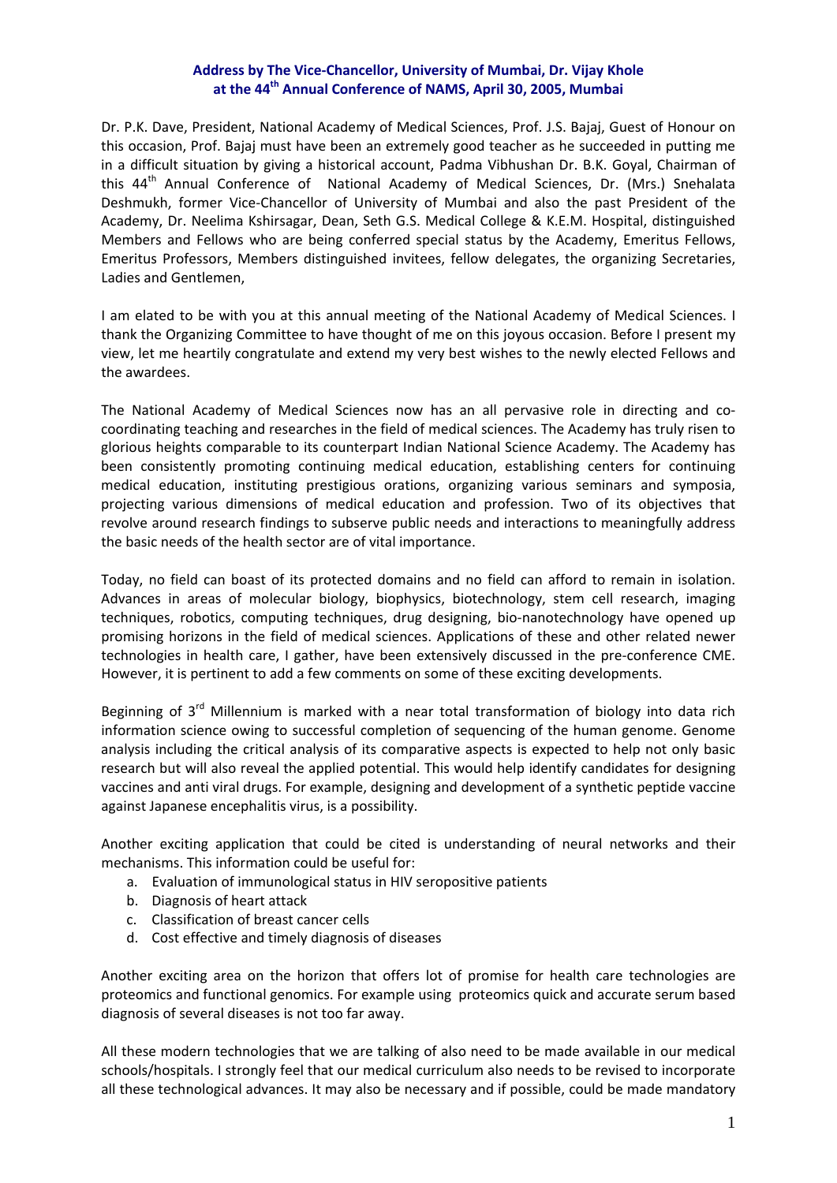**Address by The Vice-Chancellor, University of Mumbai, Dr. Vijay Khole at the 44th Annual Conference of NAMS, April 30, 2005, Mumbai**

Dr. P.K. Dave, President, National Academy of Medical Sciences, Prof. J.S. Bajaj, Guest of Honour on this occasion, Prof. Bajaj must have been an extremely good teacher as he succeeded in putting me in a difficult situation by giving a historical account, Padma Vibhushan Dr. B.K. Goyal, Chairman of this 44th Annual Conference of National Academy of Medical Sciences, Dr. (Mrs.) Snehalata Deshmukh, former Vice-Chancellor of University of Mumbai and also the past President of the Academy, Dr. Neelima Kshirsagar, Dean, Seth G.S. Medical College & K.E.M. Hospital, distinguished Members and Fellows who are being conferred special status by the Academy, Emeritus Fellows, Emeritus Professors, Members distinguished invitees, fellow delegates, the organizing Secretaries, Ladies and Gentlemen,

I am elated to be with you at this annual meeting of the National Academy of Medical Sciences. I thank the Organizing Committee to have thought of me on this joyous occasion. Before I present my view, let me heartily congratulate and extend my very best wishes to the newly elected Fellows and the awardees.

The National Academy of Medical Sciences now has an all pervasive role in directing and co-coordinating teaching and researches in the field of medical sciences. The Academy has truly risen to glorious heights comparable to its counterpart Indian National Science Academy. The Academy has been consistently promoting continuing medical education, establishing centers for continuing medical education, instituting prestigious orations, organizing various seminars and symposia, projecting various dimensions of medical education and profession. Two of its objectives that revolve around research findings to subserve public needs and interactions to meaningfully address the basic needs of the health sector are of vital importance.

Today, no field can boast of its protected domains and no field can afford to remain in isolation. Advances in areas of molecular biology, biophysics, biotechnology, stem cell research, imaging techniques, robotics, computing techniques, drug designing, bio-nanotechnology have opened up promising horizons in the field of medical sciences. Applications of these and other related newer technologies in health care, I gather, have been extensively discussed in the pre-conference CME. However, it is pertinent to add a few comments on some of these exciting developments.

Beginning of 3rd Millennium is marked with a near total transformation of biology into data rich information science owing to successful completion of sequencing of the human genome. Genome analysis including the critical analysis of its comparative aspects is expected to help not only basic research but will also reveal the applied potential. This would help identify candidates for designing vaccines and anti viral drugs. For example, designing and development of a synthetic peptide vaccine against Japanese encephalitis virus, is a possibility.

Another exciting application that could be cited is understanding of neural networks and their mechanisms. This information could be useful for:

a. Evaluation of immunological status in HIV seropositive patients
b. Diagnosis of heart attack
c. Classification of breast cancer cells
d. Cost effective and timely diagnosis of diseases

Another exciting area on the horizon that offers lot of promise for health care technologies are proteomics and functional genomics. For example using proteomics quick and accurate serum based diagnosis of several diseases is not too far away.

All these modern technologies that we are talking of also need to be made available in our medical schools/hospitals. I strongly feel that our medical curriculum also needs to be revised to incorporate all these technological advances. It may also be necessary and if possible, could be made mandatory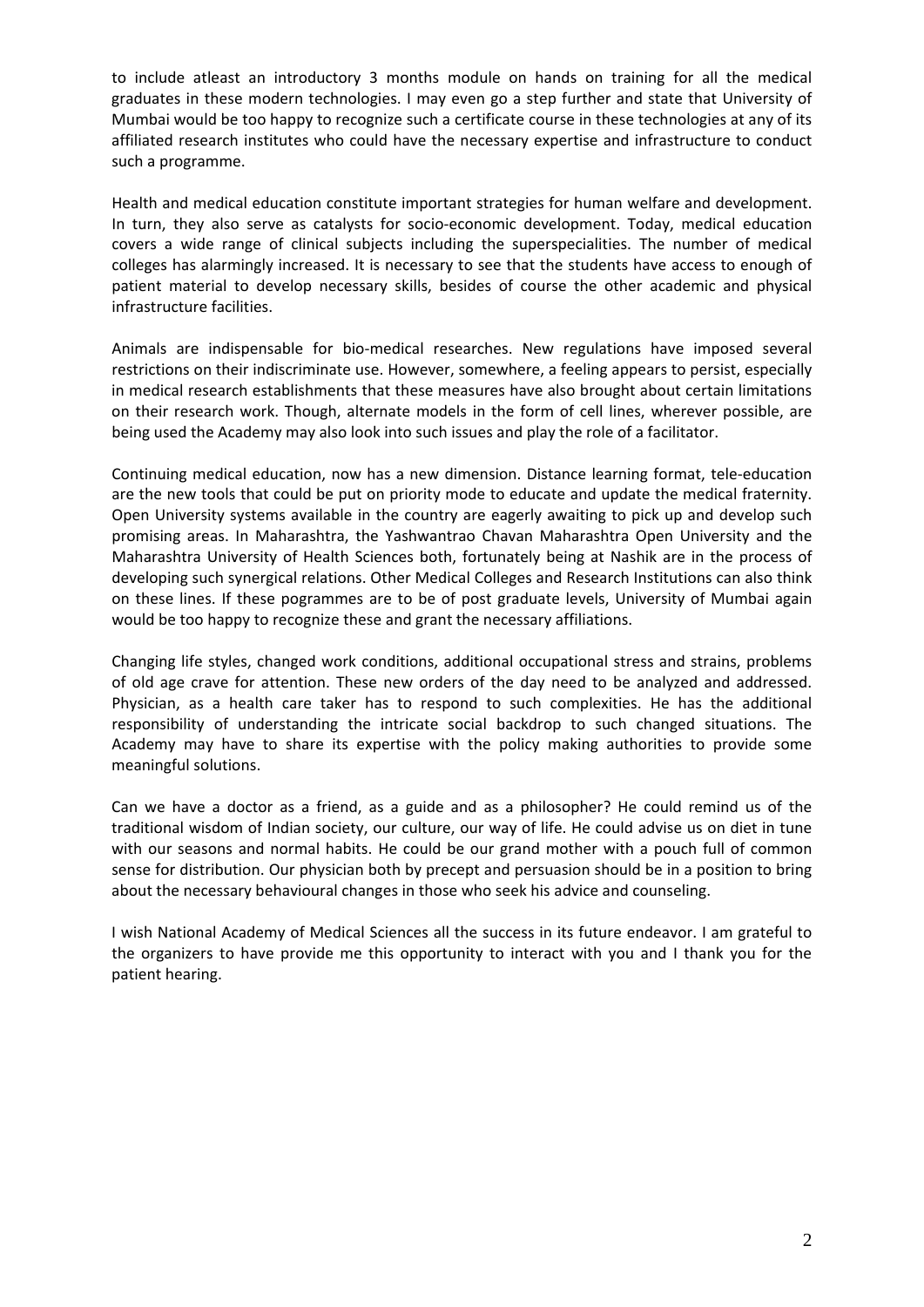to include atleast an introductory 3 months module on hands on training for all the medical graduates in these modern technologies. I may even go a step further and state that University of Mumbai would be too happy to recognize such a certificate course in these technologies at any of its affiliated research institutes who could have the necessary expertise and infrastructure to conduct such a programme.

Health and medical education constitute important strategies for human welfare and development. In turn, they also serve as catalysts for socio-economic development. Today, medical education covers a wide range of clinical subjects including the superspecialities. The number of medical colleges has alarmingly increased. It is necessary to see that the students have access to enough of patient material to develop necessary skills, besides of course the other academic and physical infrastructure facilities.

Animals are indispensable for bio-medical researches. New regulations have imposed several restrictions on their indiscriminate use. However, somewhere, a feeling appears to persist, especially in medical research establishments that these measures have also brought about certain limitations on their research work. Though, alternate models in the form of cell lines, wherever possible, are being used the Academy may also look into such issues and play the role of a facilitator.

Continuing medical education, now has a new dimension. Distance learning format, tele-education are the new tools that could be put on priority mode to educate and update the medical fraternity. Open University systems available in the country are eagerly awaiting to pick up and develop such promising areas. In Maharashtra, the Yashwantrao Chavan Maharashtra Open University and the Maharashtra University of Health Sciences both, fortunately being at Nashik are in the process of developing such synergical relations. Other Medical Colleges and Research Institutions can also think on these lines. If these pogrammes are to be of post graduate levels, University of Mumbai again would be too happy to recognize these and grant the necessary affiliations.

Changing life styles, changed work conditions, additional occupational stress and strains, problems of old age crave for attention. These new orders of the day need to be analyzed and addressed. Physician, as a health care taker has to respond to such complexities. He has the additional responsibility of understanding the intricate social backdrop to such changed situations. The Academy may have to share its expertise with the policy making authorities to provide some meaningful solutions.

Can we have a doctor as a friend, as a guide and as a philosopher? He could remind us of the traditional wisdom of Indian society, our culture, our way of life. He could advise us on diet in tune with our seasons and normal habits. He could be our grand mother with a pouch full of common sense for distribution. Our physician both by precept and persuasion should be in a position to bring about the necessary behavioural changes in those who seek his advice and counseling.

I wish National Academy of Medical Sciences all the success in its future endeavor. I am grateful to the organizers to have provide me this opportunity to interact with you and I thank you for the patient hearing.